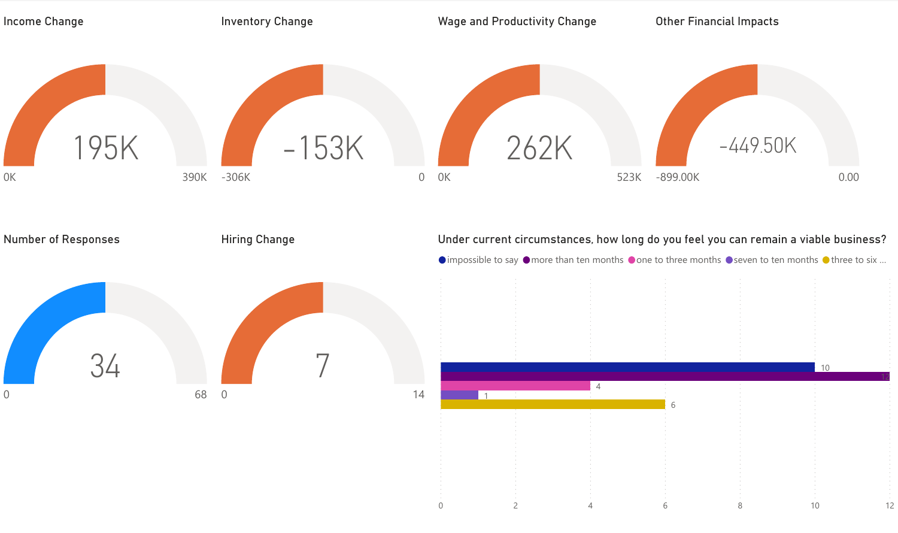## Income Change

195K

0K — 390K

## Inventory Change

-153K

-306K — 0

## Wage and Productivity Change

262K

0K — 523K

## Other Financial Impacts

-449.50K

-899.00K — 0.00

## Number of Responses

34

0 — 68

## Hiring Change

7

0 — 14

## Under current circumstances, how long do you feel you can remain a viable business?

| Response | Count |
| --- | --- |
| impossible to say | 10 |
| more than ten months | 12 |
| one to three months | 4 |
| seven to ten months | 1 |
| three to six ... | 6 |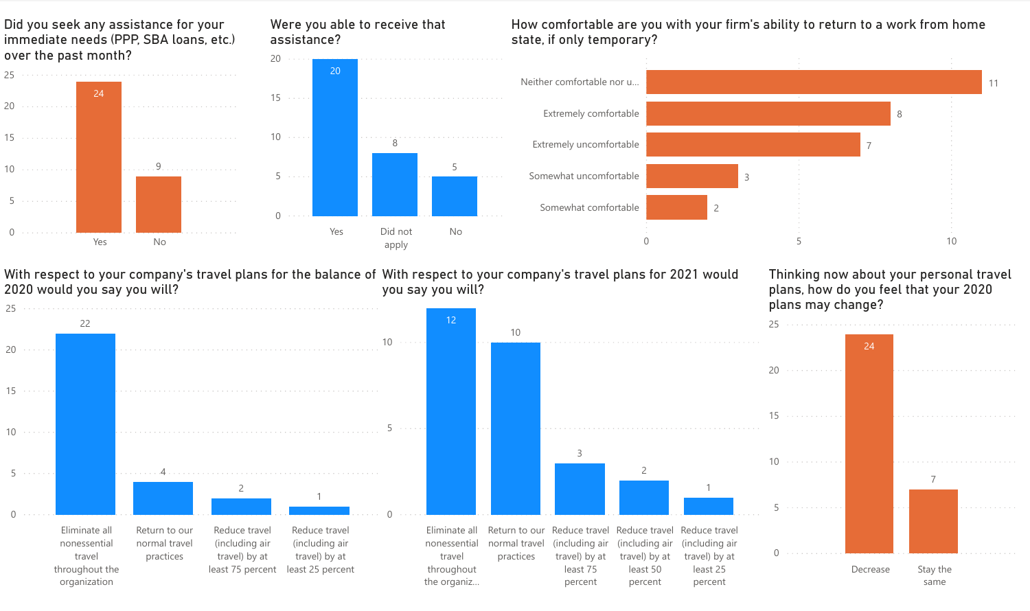## Did you seek any assistance for your immediate needs (PPP, SBA loans, etc.) over the past month?

25
20
15
10
5
0

24
9

Yes
No

## Were you able to receive that assistance?

20
15
10
5
0

20
8
5

Yes
Did not apply
No

## How comfortable are you with your firm's ability to return to a work from home state, if only temporary?

Neither comfortable nor u...
Extremely comfortable
Extremely uncomfortable
Somewhat uncomfortable
Somewhat comfortable

11
8
7
3
2

0
5
10

## With respect to your company's travel plans for the balance of 2020 would you say you will?

25
20
15
10
5
0

22
4
2
1

Eliminate all nonessential travel throughout the organization
Return to our normal travel practices
Reduce travel (including air travel) by at least 75 percent
Reduce travel (including air travel) by at least 25 percent

## With respect to your company's travel plans for 2021 would you say you will?

10
5
0

12
10
3
2
1

Eliminate all nonessential travel throughout the organiz...
Return to our normal travel practices
Reduce travel (including air travel) by at least 75 percent
Reduce travel (including air travel) by at least 50 percent
Reduce travel (including air travel) by at least 25 percent

## Thinking now about your personal travel plans, how do you feel that your 2020 plans may change?

25
20
15
10
5
0

24
7

Decrease
Stay the same